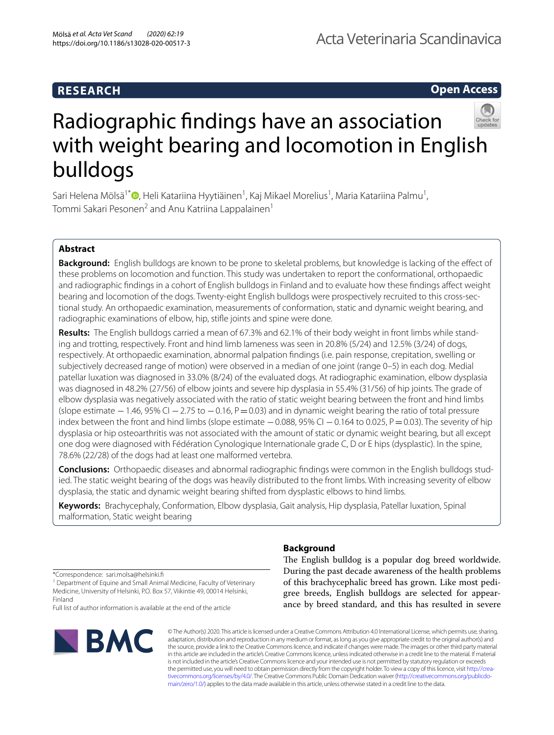**RESEARCH** **Open Access**

# Radiographic findings have an association with weight bearing and locomotion in English bulldogs

Sari Helena Mölsä[1*], Heli Katariina Hyytiäinen[1], Kaj Mikael Morelius[1], Maria Katariina Palmu[1], Tommi Sakari Pesonen[2] and Anu Katriina Lappalainen[1]

## Abstract

**Background:** English bulldogs are known to be prone to skeletal problems, but knowledge is lacking of the effect of these problems on locomotion and function. This study was undertaken to report the conformational, orthopaedic and radiographic findings in a cohort of English bulldogs in Finland and to evaluate how these findings affect weight bearing and locomotion of the dogs. Twenty-eight English bulldogs were prospectively recruited to this cross-sectional study. An orthopaedic examination, measurements of conformation, static and dynamic weight bearing, and radiographic examinations of elbow, hip, stifle joints and spine were done.

**Results:** The English bulldogs carried a mean of 67.3% and 62.1% of their body weight in front limbs while standing and trotting, respectively. Front and hind limb lameness was seen in 20.8% (5/24) and 12.5% (3/24) of dogs, respectively. At orthopaedic examination, abnormal palpation findings (i.e. pain response, crepitation, swelling or subjectively decreased range of motion) were observed in a median of one joint (range 0–5) in each dog. Medial patellar luxation was diagnosed in 33.0% (8/24) of the evaluated dogs. At radiographic examination, elbow dysplasia was diagnosed in 48.2% (27/56) of elbow joints and severe hip dysplasia in 55.4% (31/56) of hip joints. The grade of elbow dysplasia was negatively associated with the ratio of static weight bearing between the front and hind limbs (slope estimate −1.46, 95% CI −2.75 to −0.16, $P=0.03$) and in dynamic weight bearing the ratio of total pressure index between the front and hind limbs (slope estimate −0.088, 95% CI −0.164 to 0.025, $P=0.03$). The severity of hip dysplasia or hip osteoarthritis was not associated with the amount of static or dynamic weight bearing, but all except one dog were diagnosed with Fédération Cynologique Internationale grade C, D or E hips (dysplastic). In the spine, 78.6% (22/28) of the dogs had at least one malformed vertebra.

**Conclusions:** Orthopaedic diseases and abnormal radiographic findings were common in the English bulldogs studied. The static weight bearing of the dogs was heavily distributed to the front limbs. With increasing severity of elbow dysplasia, the static and dynamic weight bearing shifted from dysplastic elbows to hind limbs.

**Keywords:** Brachycephaly, Conformation, Elbow dysplasia, Gait analysis, Hip dysplasia, Patellar luxation, Spinal malformation, Static weight bearing

## Background

The English bulldog is a popular dog breed worldwide. During the past decade awareness of the health problems of this brachycephalic breed has grown. Like most pedigree breeds, English bulldogs are selected for appearance by breed standard, and this has resulted in severe

*Correspondence: sari.molsa@helsinki.fi
[1] Department of Equine and Small Animal Medicine, Faculty of Veterinary Medicine, University of Helsinki, P.O. Box 57, Viikintie 49, 00014 Helsinki, Finland
Full list of author information is available at the end of the article

© The Author(s) 2020. This article is licensed under a Creative Commons Attribution 4.0 International License, which permits use, sharing, adaptation, distribution and reproduction in any medium or format, as long as you give appropriate credit to the original author(s) and the source, provide a link to the Creative Commons licence, and indicate if changes were made. The images or other third party material in this article are included in the article's Creative Commons licence, unless indicated otherwise in a credit line to the material. If material is not included in the article's Creative Commons licence and your intended use is not permitted by statutory regulation or exceeds the permitted use, you will need to obtain permission directly from the copyright holder. To view a copy of this licence, visit http://creativecommons.org/licenses/by/4.0/. The Creative Commons Public Domain Dedication waiver (http://creativecommons.org/publicdomain/zero/1.0/) applies to the data made available in this article, unless otherwise stated in a credit line to the data.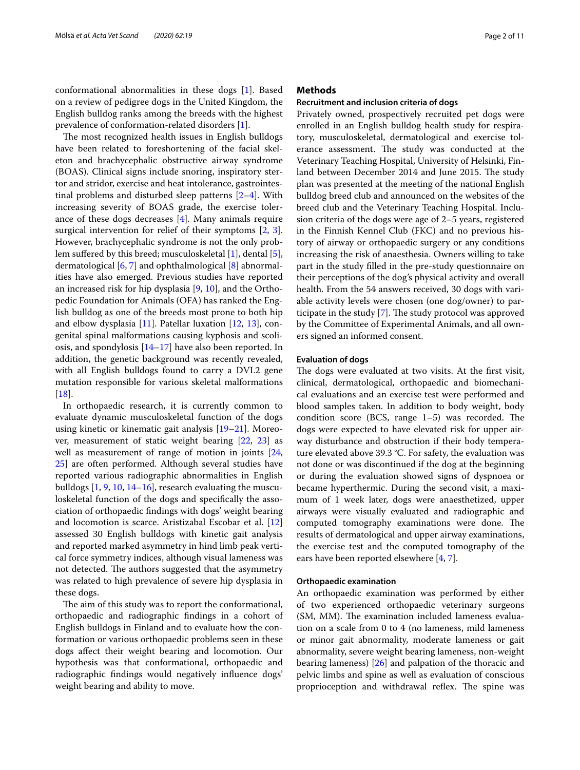conformational abnormalities in these dogs [1]. Based on a review of pedigree dogs in the United Kingdom, the English bulldog ranks among the breeds with the highest prevalence of conformation-related disorders [1].

The most recognized health issues in English bulldogs have been related to foreshortening of the facial skeleton and brachycephalic obstructive airway syndrome (BOAS). Clinical signs include snoring, inspiratory stertor and stridor, exercise and heat intolerance, gastrointestinal problems and disturbed sleep patterns [2–4]. With increasing severity of BOAS grade, the exercise tolerance of these dogs decreases [4]. Many animals require surgical intervention for relief of their symptoms [2, 3]. However, brachycephalic syndrome is not the only problem suffered by this breed; musculoskeletal [1], dental [5], dermatological [6, 7] and ophthalmological [8] abnormalities have also emerged. Previous studies have reported an increased risk for hip dysplasia [9, 10], and the Orthopedic Foundation for Animals (OFA) has ranked the English bulldog as one of the breeds most prone to both hip and elbow dysplasia [11]. Patellar luxation [12, 13], congenital spinal malformations causing kyphosis and scoliosis, and spondylosis [14–17] have also been reported. In addition, the genetic background was recently revealed, with all English bulldogs found to carry a DVL2 gene mutation responsible for various skeletal malformations [18].

In orthopaedic research, it is currently common to evaluate dynamic musculoskeletal function of the dogs using kinetic or kinematic gait analysis [19–21]. Moreover, measurement of static weight bearing [22, 23] as well as measurement of range of motion in joints [24, 25] are often performed. Although several studies have reported various radiographic abnormalities in English bulldogs [1, 9, 10, 14–16], research evaluating the musculoskeletal function of the dogs and specifically the association of orthopaedic findings with dogs' weight bearing and locomotion is scarce. Aristizabal Escobar et al. [12] assessed 30 English bulldogs with kinetic gait analysis and reported marked asymmetry in hind limb peak vertical force symmetry indices, although visual lameness was not detected. The authors suggested that the asymmetry was related to high prevalence of severe hip dysplasia in these dogs.

The aim of this study was to report the conformational, orthopaedic and radiographic findings in a cohort of English bulldogs in Finland and to evaluate how the conformation or various orthopaedic problems seen in these dogs affect their weight bearing and locomotion. Our hypothesis was that conformational, orthopaedic and radiographic findings would negatively influence dogs' weight bearing and ability to move.

## Methods

### Recruitment and inclusion criteria of dogs

Privately owned, prospectively recruited pet dogs were enrolled in an English bulldog health study for respiratory, musculoskeletal, dermatological and exercise tolerance assessment. The study was conducted at the Veterinary Teaching Hospital, University of Helsinki, Finland between December 2014 and June 2015. The study plan was presented at the meeting of the national English bulldog breed club and announced on the websites of the breed club and the Veterinary Teaching Hospital. Inclusion criteria of the dogs were age of 2–5 years, registered in the Finnish Kennel Club (FKC) and no previous history of airway or orthopaedic surgery or any conditions increasing the risk of anaesthesia. Owners willing to take part in the study filled in the pre-study questionnaire on their perceptions of the dog's physical activity and overall health. From the 54 answers received, 30 dogs with variable activity levels were chosen (one dog/owner) to participate in the study [7]. The study protocol was approved by the Committee of Experimental Animals, and all owners signed an informed consent.

### Evaluation of dogs

The dogs were evaluated at two visits. At the first visit, clinical, dermatological, orthopaedic and biomechanical evaluations and an exercise test were performed and blood samples taken. In addition to body weight, body condition score (BCS, range 1–5) was recorded. The dogs were expected to have elevated risk for upper airway disturbance and obstruction if their body temperature elevated above 39.3 °C. For safety, the evaluation was not done or was discontinued if the dog at the beginning or during the evaluation showed signs of dyspnoea or became hyperthermic. During the second visit, a maximum of 1 week later, dogs were anaesthetized, upper airways were visually evaluated and radiographic and computed tomography examinations were done. The results of dermatological and upper airway examinations, the exercise test and the computed tomography of the ears have been reported elsewhere [4, 7].

### Orthopaedic examination

An orthopaedic examination was performed by either of two experienced orthopaedic veterinary surgeons (SM, MM). The examination included lameness evaluation on a scale from 0 to 4 (no lameness, mild lameness or minor gait abnormality, moderate lameness or gait abnormality, severe weight bearing lameness, non-weight bearing lameness) [26] and palpation of the thoracic and pelvic limbs and spine as well as evaluation of conscious proprioception and withdrawal reflex. The spine was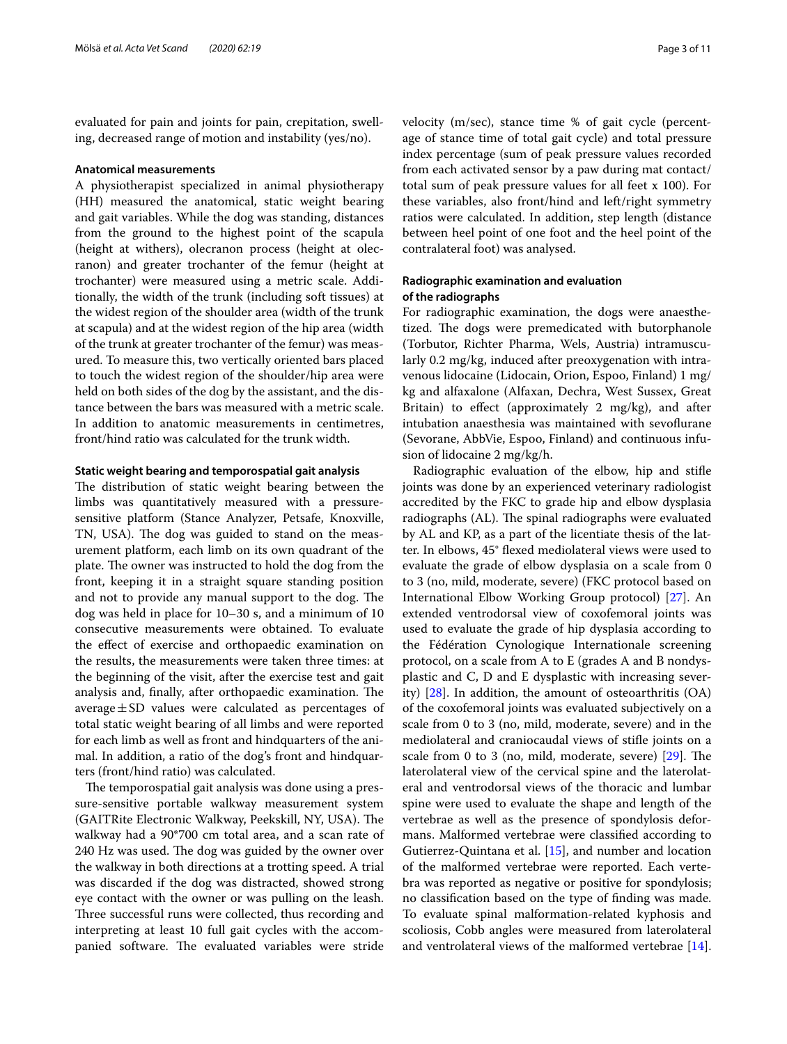evaluated for pain and joints for pain, crepitation, swelling, decreased range of motion and instability (yes/no).

### Anatomical measurements

A physiotherapist specialized in animal physiotherapy (HH) measured the anatomical, static weight bearing and gait variables. While the dog was standing, distances from the ground to the highest point of the scapula (height at withers), olecranon process (height at olecranon) and greater trochanter of the femur (height at trochanter) were measured using a metric scale. Additionally, the width of the trunk (including soft tissues) at the widest region of the shoulder area (width of the trunk at scapula) and at the widest region of the hip area (width of the trunk at greater trochanter of the femur) was measured. To measure this, two vertically oriented bars placed to touch the widest region of the shoulder/hip area were held on both sides of the dog by the assistant, and the distance between the bars was measured with a metric scale. In addition to anatomic measurements in centimetres, front/hind ratio was calculated for the trunk width.

### Static weight bearing and temporospatial gait analysis

The distribution of static weight bearing between the limbs was quantitatively measured with a pressure-sensitive platform (Stance Analyzer, Petsafe, Knoxville, TN, USA). The dog was guided to stand on the measurement platform, each limb on its own quadrant of the plate. The owner was instructed to hold the dog from the front, keeping it in a straight square standing position and not to provide any manual support to the dog. The dog was held in place for 10–30 s, and a minimum of 10 consecutive measurements were obtained. To evaluate the effect of exercise and orthopaedic examination on the results, the measurements were taken three times: at the beginning of the visit, after the exercise test and gait analysis and, finally, after orthopaedic examination. The average ± SD values were calculated as percentages of total static weight bearing of all limbs and were reported for each limb as well as front and hindquarters of the animal. In addition, a ratio of the dog's front and hindquarters (front/hind ratio) was calculated.

The temporospatial gait analysis was done using a pressure-sensitive portable walkway measurement system (GAITRite Electronic Walkway, Peekskill, NY, USA). The walkway had a 90*700 cm total area, and a scan rate of 240 Hz was used. The dog was guided by the owner over the walkway in both directions at a trotting speed. A trial was discarded if the dog was distracted, showed strong eye contact with the owner or was pulling on the leash. Three successful runs were collected, thus recording and interpreting at least 10 full gait cycles with the accompanied software. The evaluated variables were stride velocity (m/sec), stance time % of gait cycle (percentage of stance time of total gait cycle) and total pressure index percentage (sum of peak pressure values recorded from each activated sensor by a paw during mat contact/total sum of peak pressure values for all feet x 100). For these variables, also front/hind and left/right symmetry ratios were calculated. In addition, step length (distance between heel point of one foot and the heel point of the contralateral foot) was analysed.

### Radiographic examination and evaluation of the radiographs

For radiographic examination, the dogs were anaesthetized. The dogs were premedicated with butorphanole (Torbutor, Richter Pharma, Wels, Austria) intramuscularly 0.2 mg/kg, induced after preoxygenation with intravenous lidocaine (Lidocain, Orion, Espoo, Finland) 1 mg/kg and alfaxalone (Alfaxan, Dechra, West Sussex, Great Britain) to effect (approximately 2 mg/kg), and after intubation anaesthesia was maintained with sevoflurane (Sevorane, AbbVie, Espoo, Finland) and continuous infusion of lidocaine 2 mg/kg/h.

Radiographic evaluation of the elbow, hip and stifle joints was done by an experienced veterinary radiologist accredited by the FKC to grade hip and elbow dysplasia radiographs (AL). The spinal radiographs were evaluated by AL and KP, as a part of the licentiate thesis of the latter. In elbows, 45° flexed mediolateral views were used to evaluate the grade of elbow dysplasia on a scale from 0 to 3 (no, mild, moderate, severe) (FKC protocol based on International Elbow Working Group protocol) [27]. An extended ventrodorsal view of coxofemoral joints was used to evaluate the grade of hip dysplasia according to the Fédération Cynologique Internationale screening protocol, on a scale from A to E (grades A and B nondysplastic and C, D and E dysplastic with increasing severity) [28]. In addition, the amount of osteoarthritis (OA) of the coxofemoral joints was evaluated subjectively on a scale from 0 to 3 (no, mild, moderate, severe) and in the mediolateral and craniocaudal views of stifle joints on a scale from 0 to 3 (no, mild, moderate, severe) [29]. The laterolateral view of the cervical spine and the laterolateral and ventrodorsal views of the thoracic and lumbar spine were used to evaluate the shape and length of the vertebrae as well as the presence of spondylosis deformans. Malformed vertebrae were classified according to Gutierrez-Quintana et al. [15], and number and location of the malformed vertebrae were reported. Each vertebra was reported as negative or positive for spondylosis; no classification based on the type of finding was made. To evaluate spinal malformation-related kyphosis and scoliosis, Cobb angles were measured from laterolateral and ventrolateral views of the malformed vertebrae [14].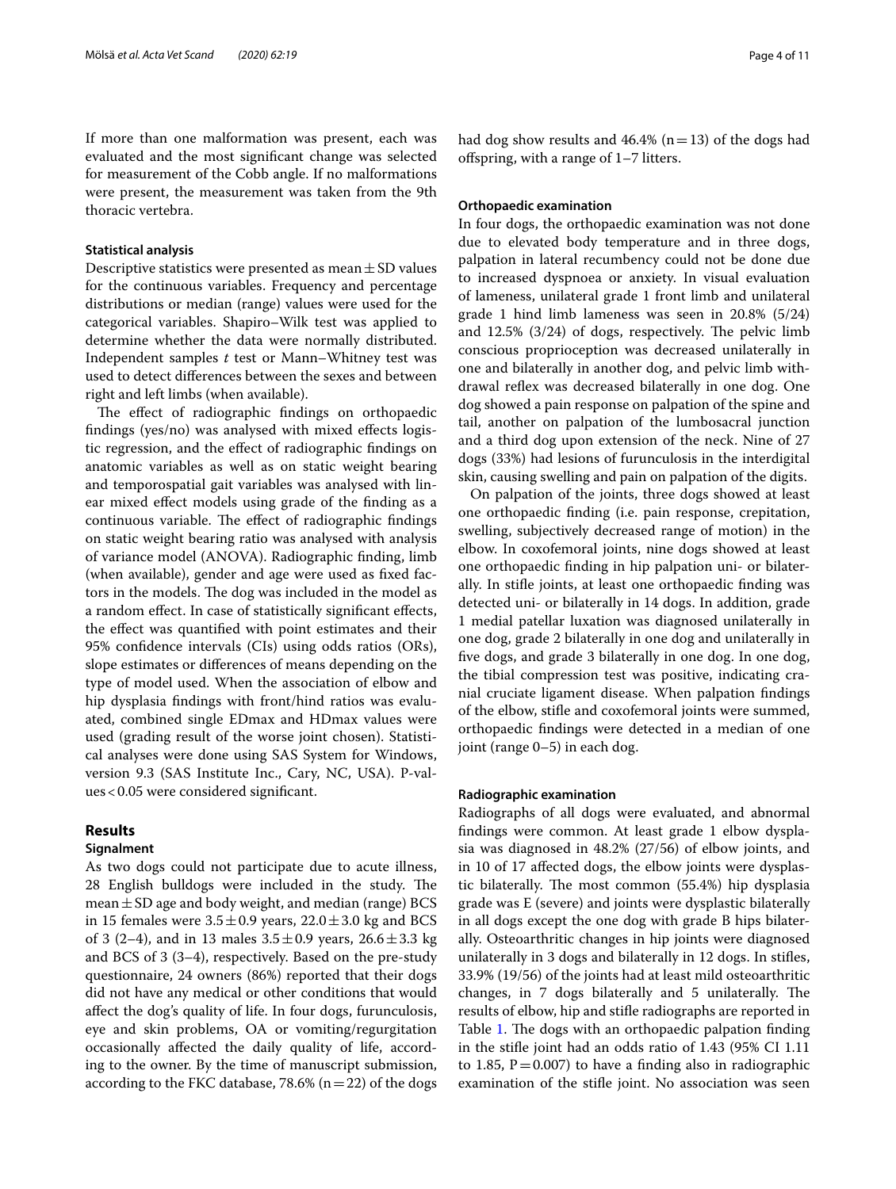If more than one malformation was present, each was evaluated and the most significant change was selected for measurement of the Cobb angle. If no malformations were present, the measurement was taken from the 9th thoracic vertebra.

### Statistical analysis

Descriptive statistics were presented as mean ± SD values for the continuous variables. Frequency and percentage distributions or median (range) values were used for the categorical variables. Shapiro–Wilk test was applied to determine whether the data were normally distributed. Independent samples *t* test or Mann–Whitney test was used to detect differences between the sexes and between right and left limbs (when available).

The effect of radiographic findings on orthopaedic findings (yes/no) was analysed with mixed effects logistic regression, and the effect of radiographic findings on anatomic variables as well as on static weight bearing and temporospatial gait variables was analysed with linear mixed effect models using grade of the finding as a continuous variable. The effect of radiographic findings on static weight bearing ratio was analysed with analysis of variance model (ANOVA). Radiographic finding, limb (when available), gender and age were used as fixed factors in the models. The dog was included in the model as a random effect. In case of statistically significant effects, the effect was quantified with point estimates and their 95% confidence intervals (CIs) using odds ratios (ORs), slope estimates or differences of means depending on the type of model used. When the association of elbow and hip dysplasia findings with front/hind ratios was evaluated, combined single EDmax and HDmax values were used (grading result of the worse joint chosen). Statistical analyses were done using SAS System for Windows, version 9.3 (SAS Institute Inc., Cary, NC, USA). P-values < 0.05 were considered significant.

## Results

### Signalment

As two dogs could not participate due to acute illness, 28 English bulldogs were included in the study. The mean ± SD age and body weight, and median (range) BCS in 15 females were 3.5 ± 0.9 years, 22.0 ± 3.0 kg and BCS of 3 (2–4), and in 13 males 3.5 ± 0.9 years, 26.6 ± 3.3 kg and BCS of 3 (3–4), respectively. Based on the pre-study questionnaire, 24 owners (86%) reported that their dogs did not have any medical or other conditions that would affect the dog's quality of life. In four dogs, furunculosis, eye and skin problems, OA or vomiting/regurgitation occasionally affected the daily quality of life, according to the owner. By the time of manuscript submission, according to the FKC database, 78.6% (n = 22) of the dogs had dog show results and 46.4% (n = 13) of the dogs had offspring, with a range of 1–7 litters.

### Orthopaedic examination

In four dogs, the orthopaedic examination was not done due to elevated body temperature and in three dogs, palpation in lateral recumbency could not be done due to increased dyspnoea or anxiety. In visual evaluation of lameness, unilateral grade 1 front limb and unilateral grade 1 hind limb lameness was seen in 20.8% (5/24) and 12.5% (3/24) of dogs, respectively. The pelvic limb conscious proprioception was decreased unilaterally in one and bilaterally in another dog, and pelvic limb withdrawal reflex was decreased bilaterally in one dog. One dog showed a pain response on palpation of the spine and tail, another on palpation of the lumbosacral junction and a third dog upon extension of the neck. Nine of 27 dogs (33%) had lesions of furunculosis in the interdigital skin, causing swelling and pain on palpation of the digits.

On palpation of the joints, three dogs showed at least one orthopaedic finding (i.e. pain response, crepitation, swelling, subjectively decreased range of motion) in the elbow. In coxofemoral joints, nine dogs showed at least one orthopaedic finding in hip palpation uni- or bilaterally. In stifle joints, at least one orthopaedic finding was detected uni- or bilaterally in 14 dogs. In addition, grade 1 medial patellar luxation was diagnosed unilaterally in one dog, grade 2 bilaterally in one dog and unilaterally in five dogs, and grade 3 bilaterally in one dog. In one dog, the tibial compression test was positive, indicating cranial cruciate ligament disease. When palpation findings of the elbow, stifle and coxofemoral joints were summed, orthopaedic findings were detected in a median of one joint (range 0–5) in each dog.

### Radiographic examination

Radiographs of all dogs were evaluated, and abnormal findings were common. At least grade 1 elbow dysplasia was diagnosed in 48.2% (27/56) of elbow joints, and in 10 of 17 affected dogs, the elbow joints were dysplastic bilaterally. The most common (55.4%) hip dysplasia grade was E (severe) and joints were dysplastic bilaterally in all dogs except the one dog with grade B hips bilaterally. Osteoarthritic changes in hip joints were diagnosed unilaterally in 3 dogs and bilaterally in 12 dogs. In stifles, 33.9% (19/56) of the joints had at least mild osteoarthritic changes, in 7 dogs bilaterally and 5 unilaterally. The results of elbow, hip and stifle radiographs are reported in Table 1. The dogs with an orthopaedic palpation finding in the stifle joint had an odds ratio of 1.43 (95% CI 1.11 to 1.85, P = 0.007) to have a finding also in radiographic examination of the stifle joint. No association was seen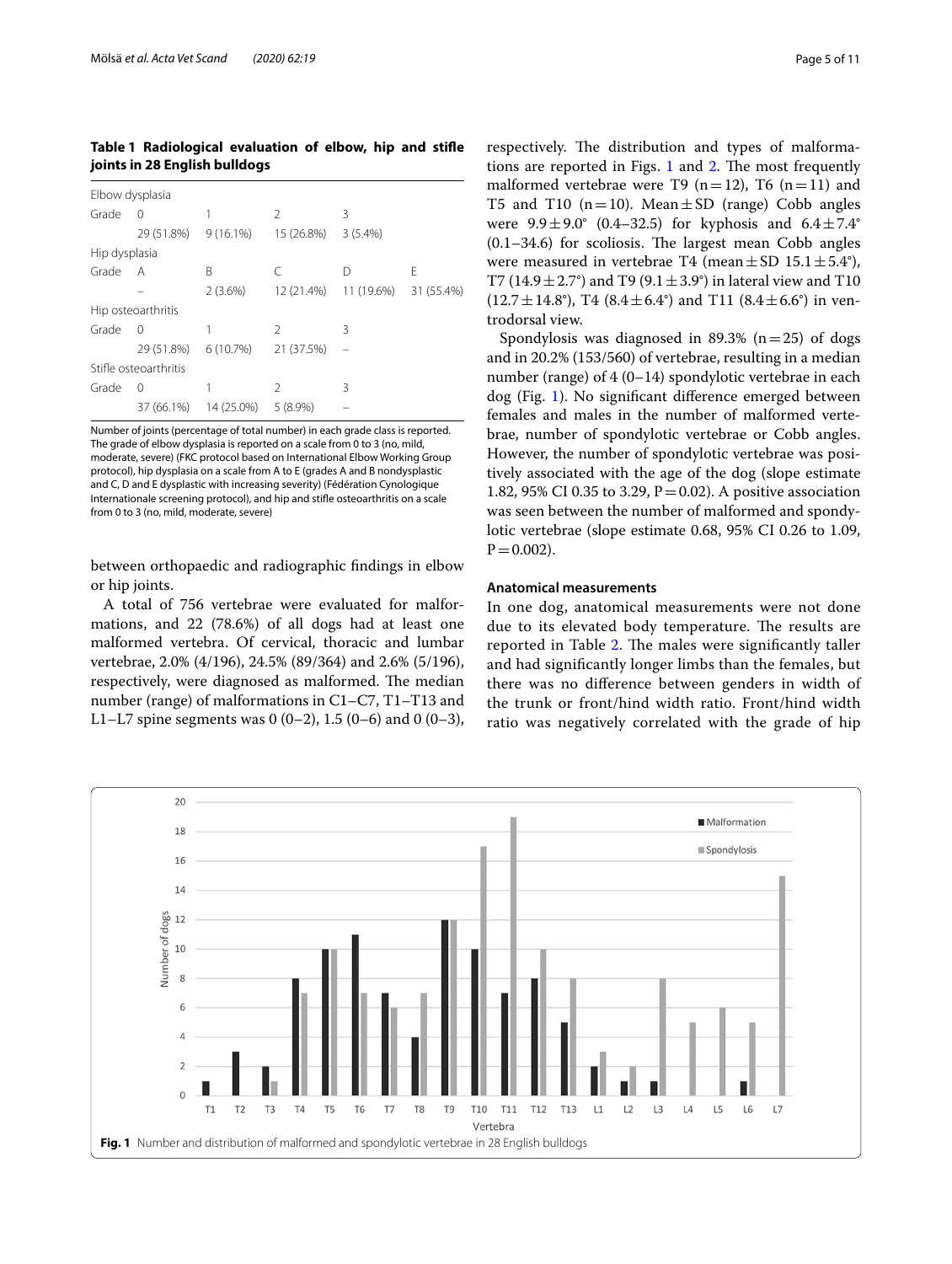**Table 1 Radiological evaluation of elbow, hip and stifle joints in 28 English bulldogs**

| Elbow dysplasia | | | | | |
|---|---|---|---|---|---|
| Grade | 0 | 1 | 2 | 3 | |
| | 29 (51.8%) | 9 (16.1%) | 15 (26.8%) | 3 (5.4%) | |
| Hip dysplasia | | | | | |
| Grade | A | B | C | D | E |
| | – | 2 (3.6%) | 12 (21.4%) | 11 (19.6%) | 31 (55.4%) |
| Hip osteoarthritis | | | | | |
| Grade | 0 | 1 | 2 | 3 | |
| | 29 (51.8%) | 6 (10.7%) | 21 (37.5%) | – | |
| Stifle osteoarthritis | | | | | |
| Grade | 0 | 1 | 2 | 3 | |
| | 37 (66.1%) | 14 (25.0%) | 5 (8.9%) | – | |

Number of joints (percentage of total number) in each grade class is reported. The grade of elbow dysplasia is reported on a scale from 0 to 3 (no, mild, moderate, severe) (FKC protocol based on International Elbow Working Group protocol), hip dysplasia on a scale from A to E (grades A and B nondysplastic and C, D and E dysplastic with increasing severity) (Fédération Cynologique Internationale screening protocol), and hip and stifle osteoarthritis on a scale from 0 to 3 (no, mild, moderate, severe)

between orthopaedic and radiographic findings in elbow or hip joints.

A total of 756 vertebrae were evaluated for malformations, and 22 (78.6%) of all dogs had at least one malformed vertebra. Of cervical, thoracic and lumbar vertebrae, 2.0% (4/196), 24.5% (89/364) and 2.6% (5/196), respectively, were diagnosed as malformed. The median number (range) of malformations in C1–C7, T1–T13 and L1–L7 spine segments was 0 (0–2), 1.5 (0–6) and 0 (0–3), respectively. The distribution and types of malformations are reported in Figs. 1 and 2. The most frequently malformed vertebrae were T9 (n = 12), T6 (n = 11) and T5 and T10 (n = 10). Mean ± SD (range) Cobb angles were 9.9 ± 9.0° (0.4–32.5) for kyphosis and 6.4 ± 7.4° (0.1–34.6) for scoliosis. The largest mean Cobb angles were measured in vertebrae T4 (mean ± SD 15.1 ± 5.4°), T7 (14.9 ± 2.7°) and T9 (9.1 ± 3.9°) in lateral view and T10 (12.7 ± 14.8°), T4 (8.4 ± 6.4°) and T11 (8.4 ± 6.6°) in ventrodorsal view.

Spondylosis was diagnosed in 89.3% (n = 25) of dogs and in 20.2% (153/560) of vertebrae, resulting in a median number (range) of 4 (0–14) spondylotic vertebrae in each dog (Fig. 1). No significant difference emerged between females and males in the number of malformed vertebrae, number of spondylotic vertebrae or Cobb angles. However, the number of spondylotic vertebrae was positively associated with the age of the dog (slope estimate 1.82, 95% CI 0.35 to 3.29, P = 0.02). A positive association was seen between the number of malformed and spondylotic vertebrae (slope estimate 0.68, 95% CI 0.26 to 1.09, P = 0.002).

### Anatomical measurements

In one dog, anatomical measurements were not done due to its elevated body temperature. The results are reported in Table 2. The males were significantly taller and had significantly longer limbs than the females, but there was no difference between genders in width of the trunk or front/hind width ratio. Front/hind width ratio was negatively correlated with the grade of hip

**Fig. 1** Number and distribution of malformed and spondylotic vertebrae in 28 English bulldogs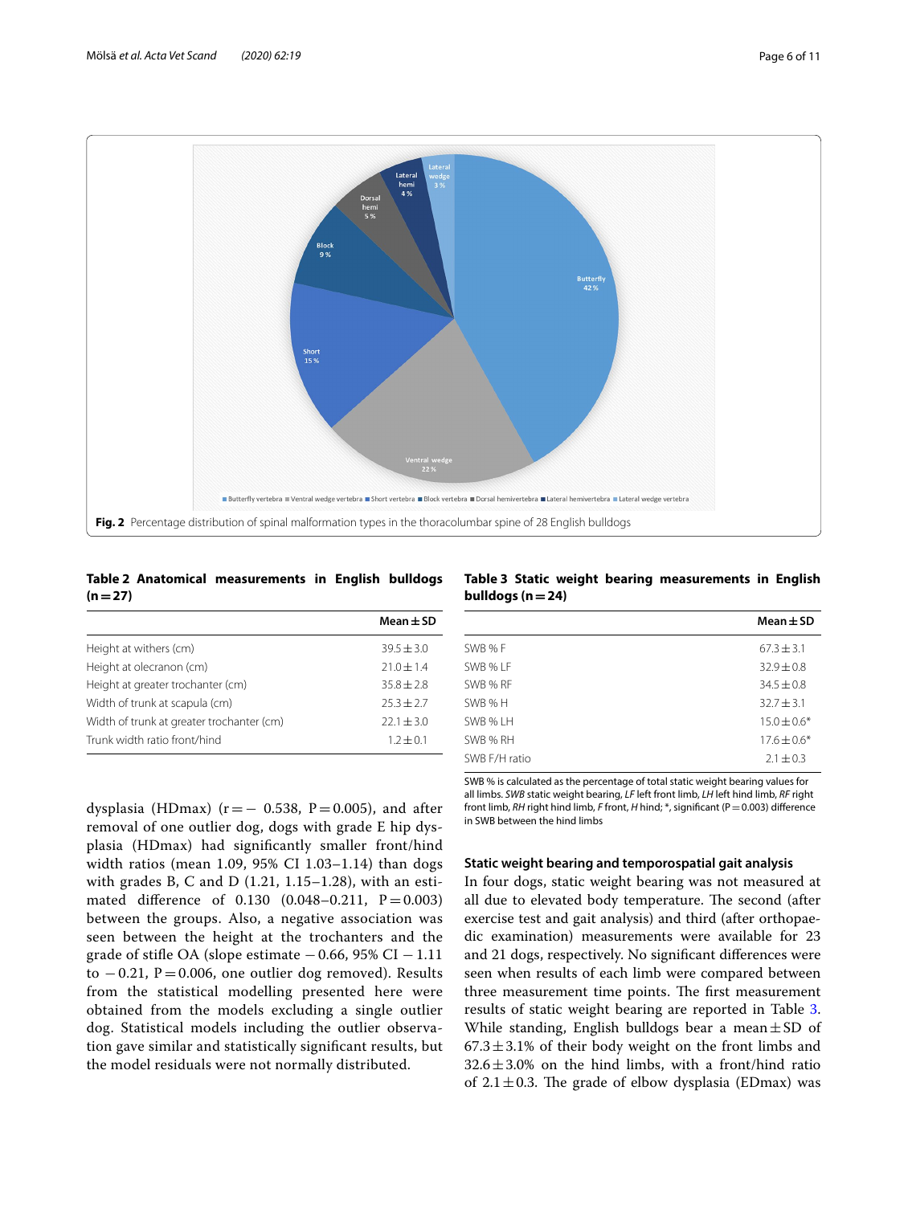Fig. 2 Percentage distribution of spinal malformation types in the thoracolumbar spine of 28 English bulldogs

**Table 2 Anatomical measurements in English bulldogs (n = 27)**

| | Mean ± SD |
|---|---|
| Height at withers (cm) | 39.5 ± 3.0 |
| Height at olecranon (cm) | 21.0 ± 1.4 |
| Height at greater trochanter (cm) | 35.8 ± 2.8 |
| Width of trunk at scapula (cm) | 25.3 ± 2.7 |
| Width of trunk at greater trochanter (cm) | 22.1 ± 3.0 |
| Trunk width ratio front/hind | 1.2 ± 0.1 |

**Table 3 Static weight bearing measurements in English bulldogs (n = 24)**

| | Mean ± SD |
|---|---|
| SWB % F | 67.3 ± 3.1 |
| SWB % LF | 32.9 ± 0.8 |
| SWB % RF | 34.5 ± 0.8 |
| SWB % H | 32.7 ± 3.1 |
| SWB % LH | 15.0 ± 0.6* |
| SWB % RH | 17.6 ± 0.6* |
| SWB F/H ratio | 2.1 ± 0.3 |

SWB % is calculated as the percentage of total static weight bearing values for all limbs. *SWB* static weight bearing, *LF* left front limb, *LH* left hind limb, *RF* right front limb, *RH* right hind limb, *F* front, *H* hind; *, significant (P = 0.003) difference in SWB between the hind limbs

dysplasia (HDmax) ($r = -0.538$, $P = 0.005$), and after removal of one outlier dog, dogs with grade E hip dysplasia (HDmax) had significantly smaller front/hind width ratios (mean 1.09, 95% CI 1.03–1.14) than dogs with grades B, C and D (1.21, 1.15–1.28), with an estimated difference of 0.130 (0.048–0.211, $P = 0.003$) between the groups. Also, a negative association was seen between the height at the trochanters and the grade of stifle OA (slope estimate −0.66, 95% CI −1.11 to −0.21, $P = 0.006$, one outlier dog removed). Results from the statistical modelling presented here were obtained from the models excluding a single outlier dog. Statistical models including the outlier observation gave similar and statistically significant results, but the model residuals were not normally distributed.

#### Static weight bearing and temporospatial gait analysis

In four dogs, static weight bearing was not measured at all due to elevated body temperature. The second (after exercise test and gait analysis) and third (after orthopaedic examination) measurements were available for 23 and 21 dogs, respectively. No significant differences were seen when results of each limb were compared between three measurement time points. The first measurement results of static weight bearing are reported in Table 3. While standing, English bulldogs bear a mean ± SD of 67.3 ± 3.1% of their body weight on the front limbs and 32.6 ± 3.0% on the hind limbs, with a front/hind ratio of 2.1 ± 0.3. The grade of elbow dysplasia (EDmax) was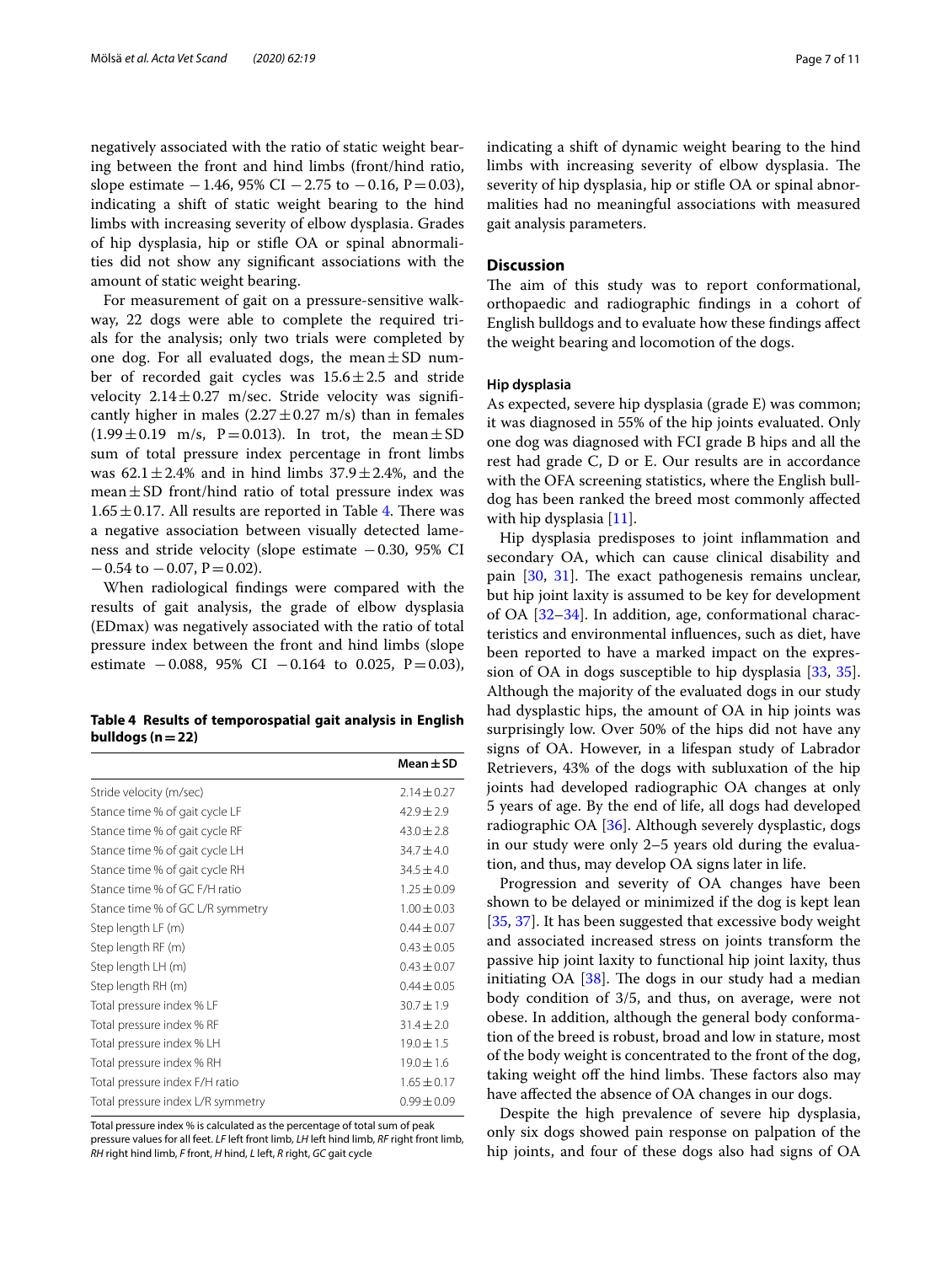negatively associated with the ratio of static weight bearing between the front and hind limbs (front/hind ratio, slope estimate −1.46, 95% CI −2.75 to −0.16, P = 0.03), indicating a shift of static weight bearing to the hind limbs with increasing severity of elbow dysplasia. Grades of hip dysplasia, hip or stifle OA or spinal abnormalities did not show any significant associations with the amount of static weight bearing.

For measurement of gait on a pressure-sensitive walkway, 22 dogs were able to complete the required trials for the analysis; only two trials were completed by one dog. For all evaluated dogs, the mean ± SD number of recorded gait cycles was 15.6 ± 2.5 and stride velocity 2.14 ± 0.27 m/sec. Stride velocity was significantly higher in males (2.27 ± 0.27 m/s) than in females (1.99 ± 0.19 m/s, P = 0.013). In trot, the mean ± SD sum of total pressure index percentage in front limbs was 62.1 ± 2.4% and in hind limbs 37.9 ± 2.4%, and the mean ± SD front/hind ratio of total pressure index was 1.65 ± 0.17. All results are reported in Table 4. There was a negative association between visually detected lameness and stride velocity (slope estimate −0.30, 95% CI −0.54 to −0.07, P = 0.02).

When radiological findings were compared with the results of gait analysis, the grade of elbow dysplasia (EDmax) was negatively associated with the ratio of total pressure index between the front and hind limbs (slope estimate −0.088, 95% CI −0.164 to 0.025, P = 0.03), indicating a shift of dynamic weight bearing to the hind limbs with increasing severity of elbow dysplasia. The severity of hip dysplasia, hip or stifle OA or spinal abnormalities had no meaningful associations with measured gait analysis parameters.

**Table 4 Results of temporospatial gait analysis in English bulldogs (n = 22)**

| | Mean ± SD |
|---|---|
| Stride velocity (m/sec) | 2.14 ± 0.27 |
| Stance time % of gait cycle LF | 42.9 ± 2.9 |
| Stance time % of gait cycle RF | 43.0 ± 2.8 |
| Stance time % of gait cycle LH | 34.7 ± 4.0 |
| Stance time % of gait cycle RH | 34.5 ± 4.0 |
| Stance time % of GC F/H ratio | 1.25 ± 0.09 |
| Stance time % of GC L/R symmetry | 1.00 ± 0.03 |
| Step length LF (m) | 0.44 ± 0.07 |
| Step length RF (m) | 0.43 ± 0.05 |
| Step length LH (m) | 0.43 ± 0.07 |
| Step length RH (m) | 0.44 ± 0.05 |
| Total pressure index % LF | 30.7 ± 1.9 |
| Total pressure index % RF | 31.4 ± 2.0 |
| Total pressure index % LH | 19.0 ± 1.5 |
| Total pressure index % RH | 19.0 ± 1.6 |
| Total pressure index F/H ratio | 1.65 ± 0.17 |
| Total pressure index L/R symmetry | 0.99 ± 0.09 |

Total pressure index % is calculated as the percentage of total sum of peak pressure values for all feet. *LF* left front limb, *LH* left hind limb, *RF* right front limb, *RH* right hind limb, *F* front, *H* hind, *L* left, *R* right, *GC* gait cycle

## Discussion

The aim of this study was to report conformational, orthopaedic and radiographic findings in a cohort of English bulldogs and to evaluate how these findings affect the weight bearing and locomotion of the dogs.

### Hip dysplasia

As expected, severe hip dysplasia (grade E) was common; it was diagnosed in 55% of the hip joints evaluated. Only one dog was diagnosed with FCI grade B hips and all the rest had grade C, D or E. Our results are in accordance with the OFA screening statistics, where the English bulldog has been ranked the breed most commonly affected with hip dysplasia [11].

Hip dysplasia predisposes to joint inflammation and secondary OA, which can cause clinical disability and pain [30, 31]. The exact pathogenesis remains unclear, but hip joint laxity is assumed to be key for development of OA [32–34]. In addition, age, conformational characteristics and environmental influences, such as diet, have been reported to have a marked impact on the expression of OA in dogs susceptible to hip dysplasia [33, 35]. Although the majority of the evaluated dogs in our study had dysplastic hips, the amount of OA in hip joints was surprisingly low. Over 50% of the hips did not have any signs of OA. However, in a lifespan study of Labrador Retrievers, 43% of the dogs with subluxation of the hip joints had developed radiographic OA changes at only 5 years of age. By the end of life, all dogs had developed radiographic OA [36]. Although severely dysplastic, dogs in our study were only 2–5 years old during the evaluation, and thus, may develop OA signs later in life.

Progression and severity of OA changes have been shown to be delayed or minimized if the dog is kept lean [35, 37]. It has been suggested that excessive body weight and associated increased stress on joints transform the passive hip joint laxity to functional hip joint laxity, thus initiating OA [38]. The dogs in our study had a median body condition of 3/5, and thus, on average, were not obese. In addition, although the general body conformation of the breed is robust, broad and low in stature, most of the body weight is concentrated to the front of the dog, taking weight off the hind limbs. These factors also may have affected the absence of OA changes in our dogs.

Despite the high prevalence of severe hip dysplasia, only six dogs showed pain response on palpation of the hip joints, and four of these dogs also had signs of OA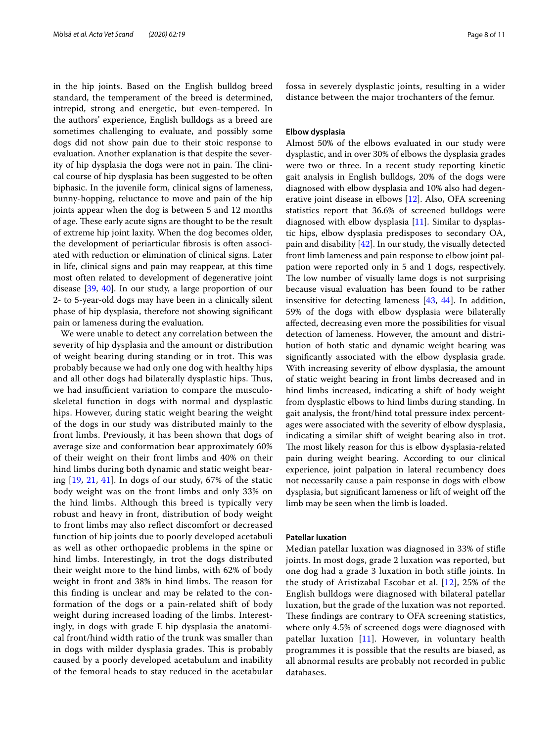in the hip joints. Based on the English bulldog breed standard, the temperament of the breed is determined, intrepid, strong and energetic, but even-tempered. In the authors' experience, English bulldogs as a breed are sometimes challenging to evaluate, and possibly some dogs did not show pain due to their stoic response to evaluation. Another explanation is that despite the severity of hip dysplasia the dogs were not in pain. The clinical course of hip dysplasia has been suggested to be often biphasic. In the juvenile form, clinical signs of lameness, bunny-hopping, reluctance to move and pain of the hip joints appear when the dog is between 5 and 12 months of age. These early acute signs are thought to be the result of extreme hip joint laxity. When the dog becomes older, the development of periarticular fibrosis is often associated with reduction or elimination of clinical signs. Later in life, clinical signs and pain may reappear, at this time most often related to development of degenerative joint disease [39, 40]. In our study, a large proportion of our 2- to 5-year-old dogs may have been in a clinically silent phase of hip dysplasia, therefore not showing significant pain or lameness during the evaluation.

We were unable to detect any correlation between the severity of hip dysplasia and the amount or distribution of weight bearing during standing or in trot. This was probably because we had only one dog with healthy hips and all other dogs had bilaterally dysplastic hips. Thus, we had insufficient variation to compare the musculoskeletal function in dogs with normal and dysplastic hips. However, during static weight bearing the weight of the dogs in our study was distributed mainly to the front limbs. Previously, it has been shown that dogs of average size and conformation bear approximately 60% of their weight on their front limbs and 40% on their hind limbs during both dynamic and static weight bearing [19, 21, 41]. In dogs of our study, 67% of the static body weight was on the front limbs and only 33% on the hind limbs. Although this breed is typically very robust and heavy in front, distribution of body weight to front limbs may also reflect discomfort or decreased function of hip joints due to poorly developed acetabuli as well as other orthopaedic problems in the spine or hind limbs. Interestingly, in trot the dogs distributed their weight more to the hind limbs, with 62% of body weight in front and 38% in hind limbs. The reason for this finding is unclear and may be related to the conformation of the dogs or a pain-related shift of body weight during increased loading of the limbs. Interestingly, in dogs with grade E hip dysplasia the anatomical front/hind width ratio of the trunk was smaller than in dogs with milder dysplasia grades. This is probably caused by a poorly developed acetabulum and inability of the femoral heads to stay reduced in the acetabular fossa in severely dysplastic joints, resulting in a wider distance between the major trochanters of the femur.

#### Elbow dysplasia

Almost 50% of the elbows evaluated in our study were dysplastic, and in over 30% of elbows the dysplasia grades were two or three. In a recent study reporting kinetic gait analysis in English bulldogs, 20% of the dogs were diagnosed with elbow dysplasia and 10% also had degenerative joint disease in elbows [12]. Also, OFA screening statistics report that 36.6% of screened bulldogs were diagnosed with elbow dysplasia [11]. Similar to dysplastic hips, elbow dysplasia predisposes to secondary OA, pain and disability [42]. In our study, the visually detected front limb lameness and pain response to elbow joint palpation were reported only in 5 and 1 dogs, respectively. The low number of visually lame dogs is not surprising because visual evaluation has been found to be rather insensitive for detecting lameness [43, 44]. In addition, 59% of the dogs with elbow dysplasia were bilaterally affected, decreasing even more the possibilities for visual detection of lameness. However, the amount and distribution of both static and dynamic weight bearing was significantly associated with the elbow dysplasia grade. With increasing severity of elbow dysplasia, the amount of static weight bearing in front limbs decreased and in hind limbs increased, indicating a shift of body weight from dysplastic elbows to hind limbs during standing. In gait analysis, the front/hind total pressure index percentages were associated with the severity of elbow dysplasia, indicating a similar shift of weight bearing also in trot. The most likely reason for this is elbow dysplasia-related pain during weight bearing. According to our clinical experience, joint palpation in lateral recumbency does not necessarily cause a pain response in dogs with elbow dysplasia, but significant lameness or lift of weight off the limb may be seen when the limb is loaded.

#### Patellar luxation

Median patellar luxation was diagnosed in 33% of stifle joints. In most dogs, grade 2 luxation was reported, but one dog had a grade 3 luxation in both stifle joints. In the study of Aristizabal Escobar et al. [12], 25% of the English bulldogs were diagnosed with bilateral patellar luxation, but the grade of the luxation was not reported. These findings are contrary to OFA screening statistics, where only 4.5% of screened dogs were diagnosed with patellar luxation [11]. However, in voluntary health programmes it is possible that the results are biased, as all abnormal results are probably not recorded in public databases.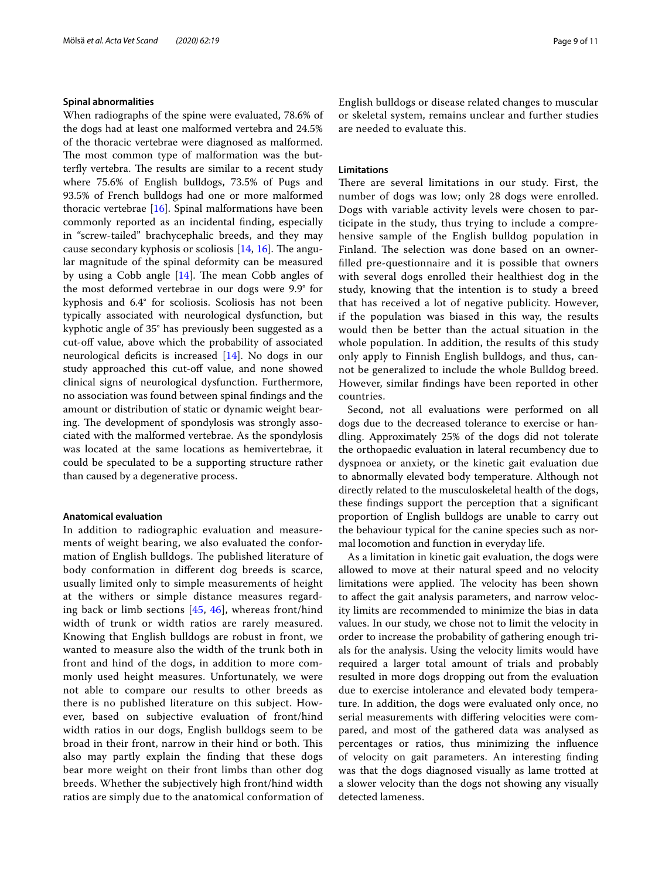### Spinal abnormalities

When radiographs of the spine were evaluated, 78.6% of the dogs had at least one malformed vertebra and 24.5% of the thoracic vertebrae were diagnosed as malformed. The most common type of malformation was the butterfly vertebra. The results are similar to a recent study where 75.6% of English bulldogs, 73.5% of Pugs and 93.5% of French bulldogs had one or more malformed thoracic vertebrae [16]. Spinal malformations have been commonly reported as an incidental finding, especially in "screw-tailed" brachycephalic breeds, and they may cause secondary kyphosis or scoliosis [14, 16]. The angular magnitude of the spinal deformity can be measured by using a Cobb angle [14]. The mean Cobb angles of the most deformed vertebrae in our dogs were 9.9° for kyphosis and 6.4° for scoliosis. Scoliosis has not been typically associated with neurological dysfunction, but kyphotic angle of 35° has previously been suggested as a cut-off value, above which the probability of associated neurological deficits is increased [14]. No dogs in our study approached this cut-off value, and none showed clinical signs of neurological dysfunction. Furthermore, no association was found between spinal findings and the amount or distribution of static or dynamic weight bearing. The development of spondylosis was strongly associated with the malformed vertebrae. As the spondylosis was located at the same locations as hemivertebrae, it could be speculated to be a supporting structure rather than caused by a degenerative process.

### Anatomical evaluation

In addition to radiographic evaluation and measurements of weight bearing, we also evaluated the conformation of English bulldogs. The published literature of body conformation in different dog breeds is scarce, usually limited only to simple measurements of height at the withers or simple distance measures regarding back or limb sections [45, 46], whereas front/hind width of trunk or width ratios are rarely measured. Knowing that English bulldogs are robust in front, we wanted to measure also the width of the trunk both in front and hind of the dogs, in addition to more commonly used height measures. Unfortunately, we were not able to compare our results to other breeds as there is no published literature on this subject. However, based on subjective evaluation of front/hind width ratios in our dogs, English bulldogs seem to be broad in their front, narrow in their hind or both. This also may partly explain the finding that these dogs bear more weight on their front limbs than other dog breeds. Whether the subjectively high front/hind width ratios are simply due to the anatomical conformation of English bulldogs or disease related changes to muscular or skeletal system, remains unclear and further studies are needed to evaluate this.

### Limitations

There are several limitations in our study. First, the number of dogs was low; only 28 dogs were enrolled. Dogs with variable activity levels were chosen to participate in the study, thus trying to include a comprehensive sample of the English bulldog population in Finland. The selection was done based on an owner-filled pre-questionnaire and it is possible that owners with several dogs enrolled their healthiest dog in the study, knowing that the intention is to study a breed that has received a lot of negative publicity. However, if the population was biased in this way, the results would then be better than the actual situation in the whole population. In addition, the results of this study only apply to Finnish English bulldogs, and thus, cannot be generalized to include the whole Bulldog breed. However, similar findings have been reported in other countries.

Second, not all evaluations were performed on all dogs due to the decreased tolerance to exercise or handling. Approximately 25% of the dogs did not tolerate the orthopaedic evaluation in lateral recumbency due to dyspnoea or anxiety, or the kinetic gait evaluation due to abnormally elevated body temperature. Although not directly related to the musculoskeletal health of the dogs, these findings support the perception that a significant proportion of English bulldogs are unable to carry out the behaviour typical for the canine species such as normal locomotion and function in everyday life.

As a limitation in kinetic gait evaluation, the dogs were allowed to move at their natural speed and no velocity limitations were applied. The velocity has been shown to affect the gait analysis parameters, and narrow velocity limits are recommended to minimize the bias in data values. In our study, we chose not to limit the velocity in order to increase the probability of gathering enough trials for the analysis. Using the velocity limits would have required a larger total amount of trials and probably resulted in more dogs dropping out from the evaluation due to exercise intolerance and elevated body temperature. In addition, the dogs were evaluated only once, no serial measurements with differing velocities were compared, and most of the gathered data was analysed as percentages or ratios, thus minimizing the influence of velocity on gait parameters. An interesting finding was that the dogs diagnosed visually as lame trotted at a slower velocity than the dogs not showing any visually detected lameness.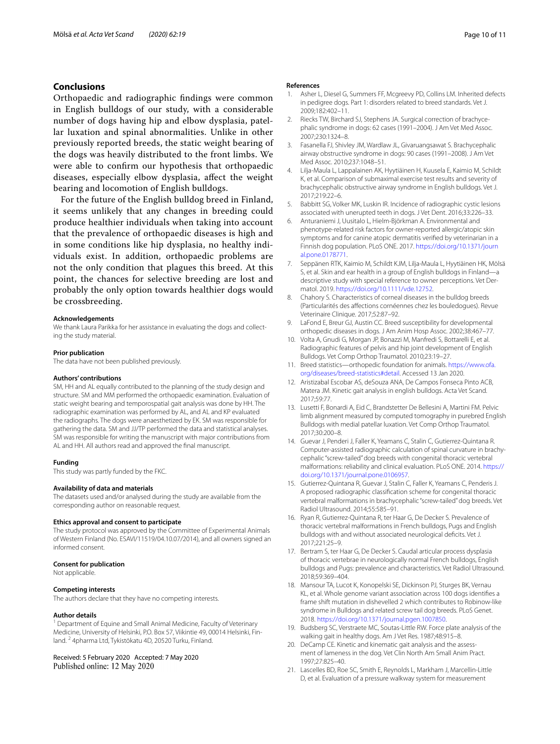## Conclusions

Orthopaedic and radiographic findings were common in English bulldogs of our study, with a considerable number of dogs having hip and elbow dysplasia, patellar luxation and spinal abnormalities. Unlike in other previously reported breeds, the static weight bearing of the dogs was heavily distributed to the front limbs. We were able to confirm our hypothesis that orthopaedic diseases, especially elbow dysplasia, affect the weight bearing and locomotion of English bulldogs.

For the future of the English bulldog breed in Finland, it seems unlikely that any changes in breeding could produce healthier individuals when taking into account that the prevalence of orthopaedic diseases is high and in some conditions like hip dysplasia, no healthy individuals exist. In addition, orthopaedic problems are not the only condition that plagues this breed. At this point, the chances for selective breeding are lost and probably the only option towards healthier dogs would be crossbreeding.

#### Acknowledgements
We thank Laura Parikka for her assistance in evaluating the dogs and collecting the study material.

#### Prior publication
The data have not been published previously.

#### Authors' contributions
SM, HH and AL equally contributed to the planning of the study design and structure. SM and MM performed the orthopaedic examination. Evaluation of static weight bearing and temporospatial gait analysis was done by HH. The radiographic examination was performed by AL, and AL and KP evaluated the radiographs. The dogs were anaesthetized by EK. SM was responsible for gathering the data. SM and JJ/TP performed the data and statistical analyses. SM was responsible for writing the manuscript with major contributions from AL and HH. All authors read and approved the final manuscript.

#### Funding
This study was partly funded by the FKC.

#### Availability of data and materials
The datasets used and/or analysed during the study are available from the corresponding author on reasonable request.

#### Ethics approval and consent to participate
The study protocol was approved by the Committee of Experimental Animals of Western Finland (No. ESAVI/11519/04.10.07/2014), and all owners signed an informed consent.

#### Consent for publication
Not applicable.

#### Competing interests
The authors declare that they have no competing interests.

#### Author details
[1] Department of Equine and Small Animal Medicine, Faculty of Veterinary Medicine, University of Helsinki, P.O. Box 57, Viikintie 49, 00014 Helsinki, Finland. [2] 4pharma Ltd, Tykistökatu 4D, 20520 Turku, Finland.

Received: 5 February 2020 Accepted: 7 May 2020
Published online: 12 May 2020

#### References

1. Asher L, Diesel G, Summers FF, Mcgreevy PD, Collins LM. Inherited defects in pedigree dogs. Part 1: disorders related to breed standards. Vet J. 2009;182:402–11.
2. Riecks TW, Birchard SJ, Stephens JA. Surgical correction of brachycephalic syndrome in dogs: 62 cases (1991–2004). J Am Vet Med Assoc. 2007;230:1324–8.
3. Fasanella FJ, Shivley JM, Wardlaw JL, Givaruangsawat S. Brachycephalic airway obstructive syndrome in dogs: 90 cases (1991–2008). J Am Vet Med Assoc. 2010;237:1048–51.
4. Lilja-Maula L, Lappalainen AK, Hyytiäinen H, Kuusela E, Kaimio M, Schildt K, et al. Comparison of submaximal exercise test results and severity of brachycephalic obstructive airway syndrome in English bulldogs. Vet J. 2017;219:22–6.
5. Babbitt SG, Volker MK, Luskin IR. Incidence of radiographic cystic lesions associated with unerupted teeth in dogs. J Vet Dent. 2016;33:226–33.
6. Anturaniemi J, Uusitalo L, Hielm-Björkman A. Environmental and phenotype-related risk factors for owner-reported allergic/atopic skin symptoms and for canine atopic dermatitis verified by veterinarian in a Finnish dog population. PLoS ONE. 2017. https://doi.org/10.1371/journal.pone.0178771.
7. Seppänen RTK, Kaimio M, Schildt KJM, Lilja-Maula L, Hyytiäinen HK, Mölsä S, et al. Skin and ear health in a group of English bulldogs in Finland—a descriptive study with special reference to owner perceptions. Vet Dermatol. 2019. https://doi.org/10.1111/vde.12752.
8. Chahory S. Characteristics of corneal diseases in the bulldog breeds (Particularités des affections cornéennes chez les bouledogues). Revue Veterinaire Clinique. 2017;52:87–92.
9. LaFond E, Breur GJ, Austin CC. Breed susceptibility for developmental orthopedic diseases in dogs. J Am Anim Hosp Assoc. 2002;38:467–77.
10. Volta A, Gnudi G, Morgan JP, Bonazzi M, Manfredi S, Bottarelli E, et al. Radiographic features of pelvis and hip joint development of English Bulldogs. Vet Comp Orthop Traumatol. 2010;23:19–27.
11. Breed statistics—orthopedic foundation for animals. https://www.ofa.org/diseases/breed-statistics#detail. Accessed 13 Jan 2020.
12. Aristizabal Escobar AS, deSouza ANA, De Campos Fonseca Pinto ACB, Matera JM. Kinetic gait analysis in english bulldogs. Acta Vet Scand. 2017;59:77.
13. Lusetti F, Bonardi A, Eid C, Brandstetter De Bellesini A, Martini FM. Pelvic limb alignment measured by computed tomography in purebred English Bulldogs with medial patellar luxation. Vet Comp Orthop Traumatol. 2017;30:200–8.
14. Guevar J, Penderi J, Faller K, Yeamans C, Stalin C, Gutierrez-Quintana R. Computer-assisted radiographic calculation of spinal curvature in brachycephalic "screw-tailed" dog breeds with congenital thoracic vertebral malformations: reliability and clinical evaluation. PLoS ONE. 2014. https://doi.org/10.1371/journal.pone.0106957.
15. Gutierrez-Quintana R, Guevar J, Stalin C, Faller K, Yeamans C, Penderis J. A proposed radiographic classification scheme for congenital thoracic vertebral malformations in brachycephalic "screw-tailed" dog breeds. Vet Radiol Ultrasound. 2014;55:585–91.
16. Ryan R, Gutierrez-Quintana R, ter Haar G, De Decker S. Prevalence of thoracic vertebral malformations in French bulldogs, Pugs and English bulldogs with and without associated neurological deficits. Vet J. 2017;221:25–9.
17. Bertram S, ter Haar G, De Decker S. Caudal articular process dysplasia of thoracic vertebrae in neurologically normal French bulldogs, English bulldogs and Pugs: prevalence and characteristics. Vet Radiol Ultrasound. 2018;59:369–404.
18. Mansour TA, Lucot K, Konopelski SE, Dickinson PJ, Sturges BK, Vernau KL, et al. Whole genome variant association across 100 dogs identifies a frame shift mutation in dishevelled 2 which contributes to Robinow-like syndrome in Bulldogs and related screw tail dog breeds. PLoS Genet. 2018. https://doi.org/10.1371/journal.pgen.1007850.
19. Budsberg SC, Verstraete MC, Soutas-Little RW. Force plate analysis of the walking gait in healthy dogs. Am J Vet Res. 1987;48:915–8.
20. DeCamp CE. Kinetic and kinematic gait analysis and the assessment of lameness in the dog. Vet Clin North Am Small Anim Pract. 1997;27:825–40.
21. Lascelles BD, Roe SC, Smith E, Reynolds L, Markham J, Marcellin-Little D, et al. Evaluation of a pressure walkway system for measurement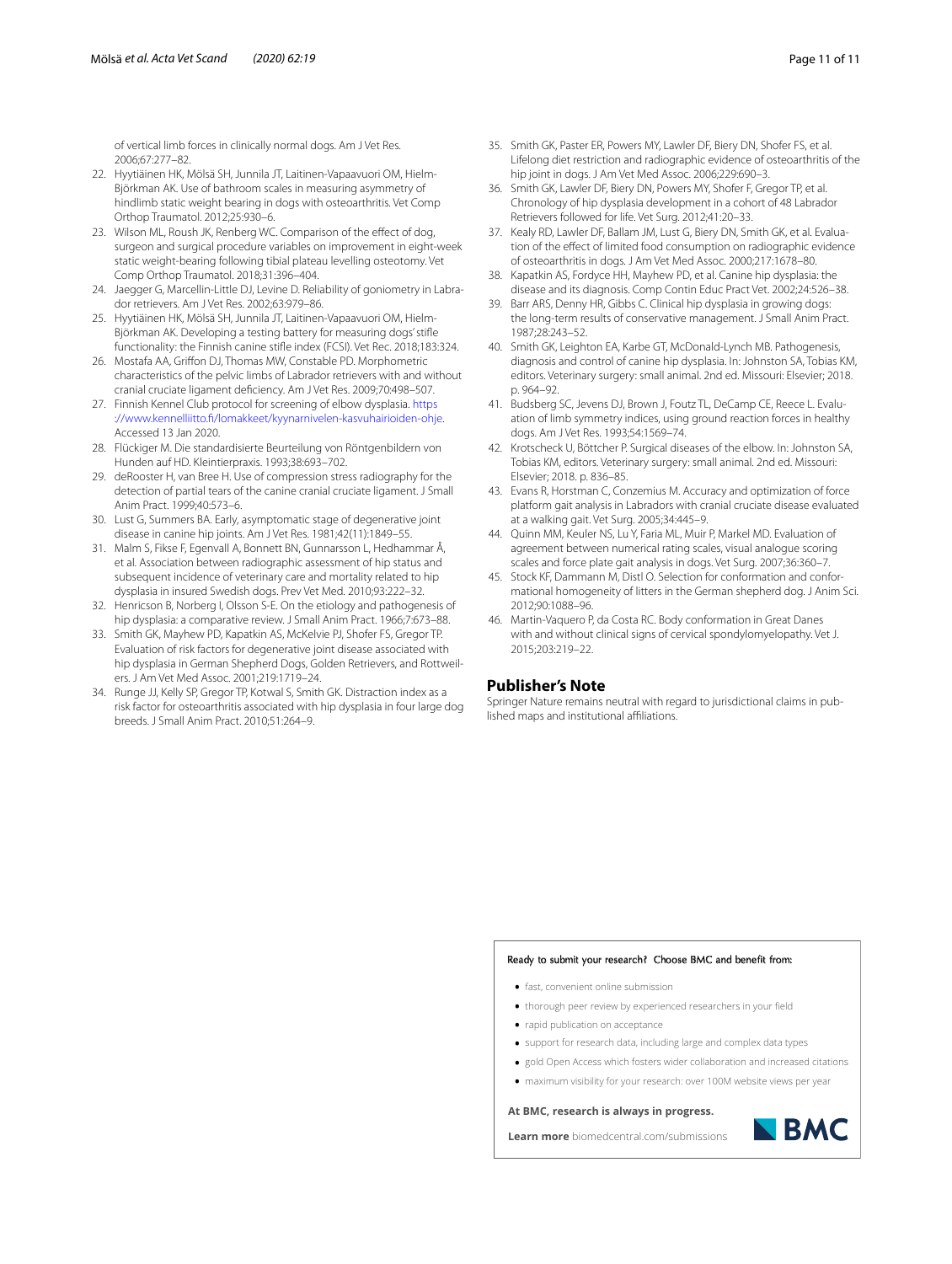of vertical limb forces in clinically normal dogs. Am J Vet Res. 2006;67:277–82.

22. Hyytiäinen HK, Mölsä SH, Junnila JT, Laitinen-Vapaavuori OM, Hielm-Björkman AK. Use of bathroom scales in measuring asymmetry of hindlimb static weight bearing in dogs with osteoarthritis. Vet Comp Orthop Traumatol. 2012;25:930–6.
23. Wilson ML, Roush JK, Renberg WC. Comparison of the effect of dog, surgeon and surgical procedure variables on improvement in eight-week static weight-bearing following tibial plateau levelling osteotomy. Vet Comp Orthop Traumatol. 2018;31:396–404.
24. Jaegger G, Marcellin-Little DJ, Levine D. Reliability of goniometry in Labrador retrievers. Am J Vet Res. 2002;63:979–86.
25. Hyytiäinen HK, Mölsä SH, Junnila JT, Laitinen-Vapaavuori OM, Hielm-Björkman AK. Developing a testing battery for measuring dogs' stifle functionality: the Finnish canine stifle index (FCSI). Vet Rec. 2018;183:324.
26. Mostafa AA, Griffon DJ, Thomas MW, Constable PD. Morphometric characteristics of the pelvic limbs of Labrador retrievers with and without cranial cruciate ligament deficiency. Am J Vet Res. 2009;70:498–507.
27. Finnish Kennel Club protocol for screening of elbow dysplasia. https://www.kennelliitto.fi/lomakkeet/kyynarnivelen-kasvuhairioiden-ohje. Accessed 13 Jan 2020.
28. Flückiger M. Die standardisierte Beurteilung von Röntgenbildern von Hunden auf HD. Kleintierpraxis. 1993;38:693–702.
29. deRooster H, van Bree H. Use of compression stress radiography for the detection of partial tears of the canine cranial cruciate ligament. J Small Anim Pract. 1999;40:573–6.
30. Lust G, Summers BA. Early, asymptomatic stage of degenerative joint disease in canine hip joints. Am J Vet Res. 1981;42(11):1849–55.
31. Malm S, Fikse F, Egenvall A, Bonnett BN, Gunnarsson L, Hedhammar Å, et al. Association between radiographic assessment of hip status and subsequent incidence of veterinary care and mortality related to hip dysplasia in insured Swedish dogs. Prev Vet Med. 2010;93:222–32.
32. Henricson B, Norberg I, Olsson S-E. On the etiology and pathogenesis of hip dysplasia: a comparative review. J Small Anim Pract. 1966;7:673–88.
33. Smith GK, Mayhew PD, Kapatkin AS, McKelvie PJ, Shofer FS, Gregor TP. Evaluation of risk factors for degenerative joint disease associated with hip dysplasia in German Shepherd Dogs, Golden Retrievers, and Rottweilers. J Am Vet Med Assoc. 2001;219:1719–24.
34. Runge JJ, Kelly SP, Gregor TP, Kotwal S, Smith GK. Distraction index as a risk factor for osteoarthritis associated with hip dysplasia in four large dog breeds. J Small Anim Pract. 2010;51:264–9.
35. Smith GK, Paster ER, Powers MY, Lawler DF, Biery DN, Shofer FS, et al. Lifelong diet restriction and radiographic evidence of osteoarthritis of the hip joint in dogs. J Am Vet Med Assoc. 2006;229:690–3.
36. Smith GK, Lawler DF, Biery DN, Powers MY, Shofer F, Gregor TP, et al. Chronology of hip dysplasia development in a cohort of 48 Labrador Retrievers followed for life. Vet Surg. 2012;41:20–33.
37. Kealy RD, Lawler DF, Ballam JM, Lust G, Biery DN, Smith GK, et al. Evaluation of the effect of limited food consumption on radiographic evidence of osteoarthritis in dogs. J Am Vet Med Assoc. 2000;217:1678–80.
38. Kapatkin AS, Fordyce HH, Mayhew PD, et al. Canine hip dysplasia: the disease and its diagnosis. Comp Contin Educ Pract Vet. 2002;24:526–38.
39. Barr ARS, Denny HR, Gibbs C. Clinical hip dysplasia in growing dogs: the long-term results of conservative management. J Small Anim Pract. 1987;28:243–52.
40. Smith GK, Leighton EA, Karbe GT, McDonald-Lynch MB. Pathogenesis, diagnosis and control of canine hip dysplasia. In: Johnston SA, Tobias KM, editors. Veterinary surgery: small animal. 2nd ed. Missouri: Elsevier; 2018. p. 964–92.
41. Budsberg SC, Jevens DJ, Brown J, Foutz TL, DeCamp CE, Reece L. Evaluation of limb symmetry indices, using ground reaction forces in healthy dogs. Am J Vet Res. 1993;54:1569–74.
42. Krotscheck U, Böttcher P. Surgical diseases of the elbow. In: Johnston SA, Tobias KM, editors. Veterinary surgery: small animal. 2nd ed. Missouri: Elsevier; 2018. p. 836–85.
43. Evans R, Horstman C, Conzemius M. Accuracy and optimization of force platform gait analysis in Labradors with cranial cruciate disease evaluated at a walking gait. Vet Surg. 2005;34:445–9.
44. Quinn MM, Keuler NS, Lu Y, Faria ML, Muir P, Markel MD. Evaluation of agreement between numerical rating scales, visual analogue scoring scales and force plate gait analysis in dogs. Vet Surg. 2007;36:360–7.
45. Stock KF, Dammann M, Distl O. Selection for conformation and conformational homogeneity of litters in the German shepherd dog. J Anim Sci. 2012;90:1088–96.
46. Martin-Vaquero P, da Costa RC. Body conformation in Great Danes with and without clinical signs of cervical spondylomyelopathy. Vet J. 2015;203:219–22.

## Publisher's Note

Springer Nature remains neutral with regard to jurisdictional claims in published maps and institutional affiliations.

Ready to submit your research? Choose BMC and benefit from:

- fast, convenient online submission
- thorough peer review by experienced researchers in your field
- rapid publication on acceptance
- support for research data, including large and complex data types
- gold Open Access which fosters wider collaboration and increased citations
- maximum visibility for your research: over 100M website views per year

**At BMC, research is always in progress.**

**Learn more** biomedcentral.com/submissions

BMC